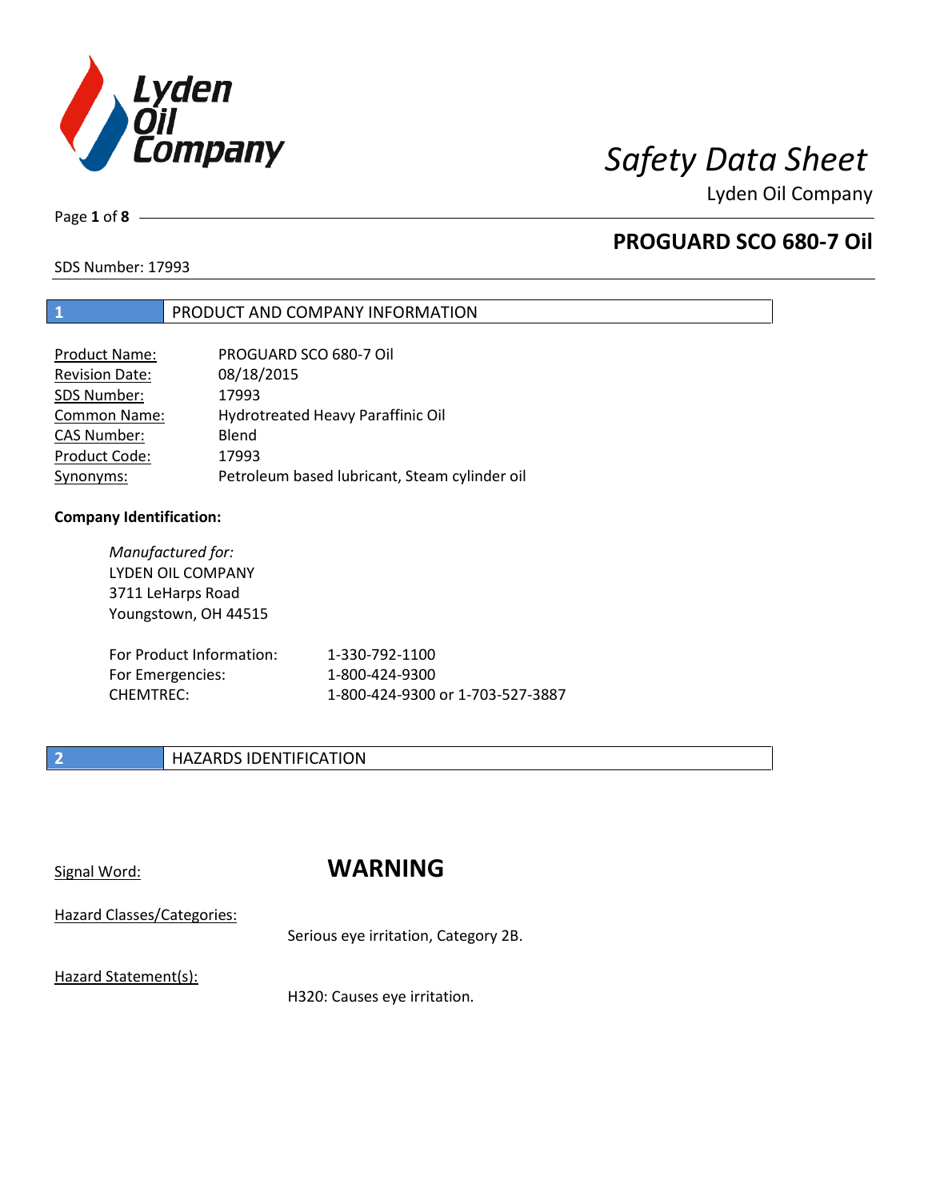# Safety Data Sheet

Lyden Oil Company

## PROGUARD SCO 680-7 Oil

SDS Number: 17993

## 1 PRODUCT AND COMPANY INFORMATION

| | |
|---|---|
| Product Name: | PROGUARD SCO 680-7 Oil |
| Revision Date: | 08/18/2015 |
| SDS Number: | 17993 |
| Common Name: | Hydrotreated Heavy Paraffinic Oil |
| CAS Number: | Blend |
| Product Code: | 17993 |
| Synonyms: | Petroleum based lubricant, Steam cylinder oil |

**Company Identification:**

*Manufactured for:*
LYDEN OIL COMPANY
3711 LeHarps Road
Youngstown, OH 44515

| | |
|---|---|
| For Product Information: | 1-330-792-1100 |
| For Emergencies: | 1-800-424-9300 |
| CHEMTREC: | 1-800-424-9300 or 1-703-527-3887 |

## 2 HAZARDS IDENTIFICATION

Signal Word: **WARNING**

Hazard Classes/Categories:

Serious eye irritation, Category 2B.

Hazard Statement(s):

H320: Causes eye irritation.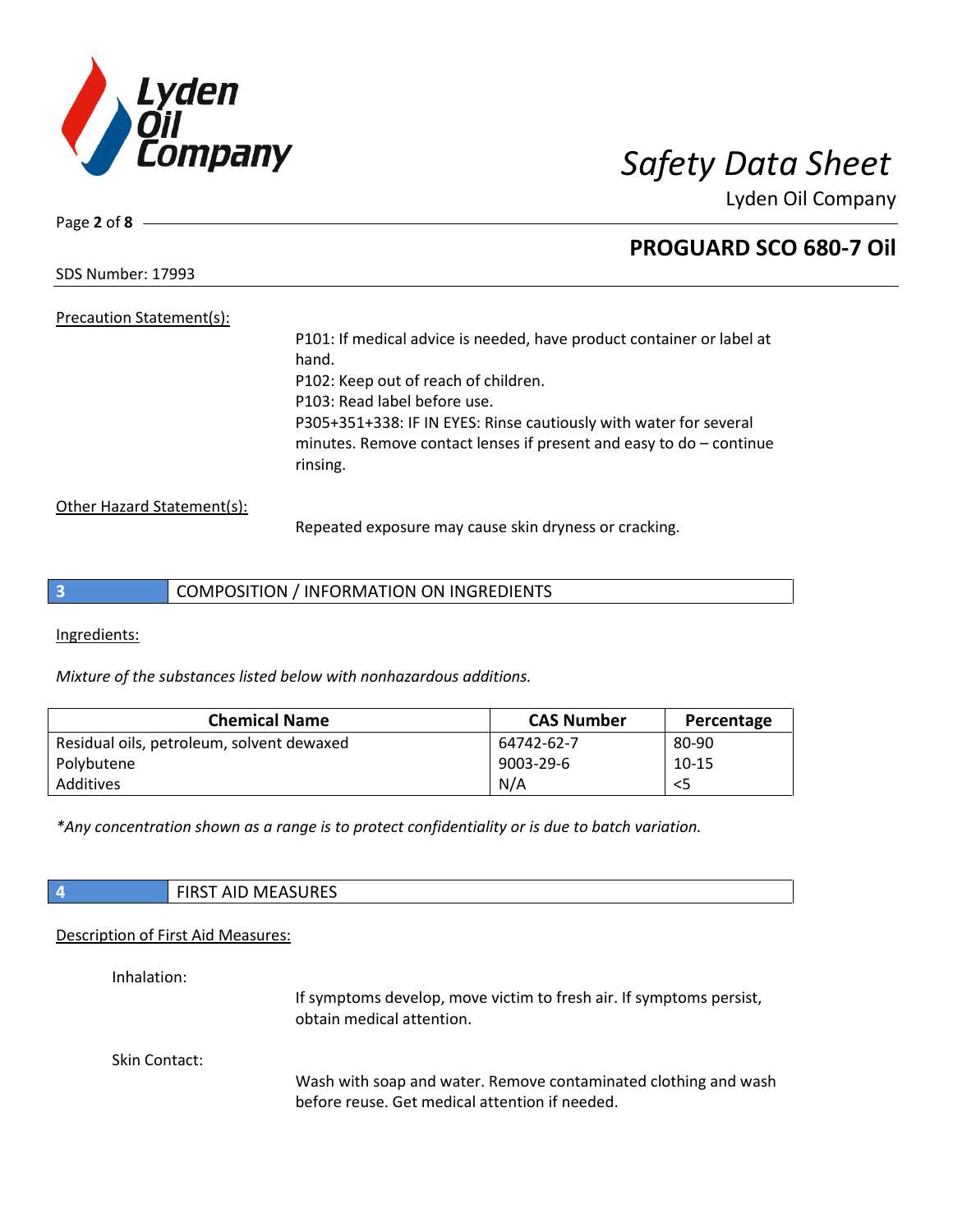Precation Statement(s):

P101: If medical advice is needed, have product container or label at hand.
P102: Keep out of reach of children.
P103: Read label before use.
P305+351+338: IF IN EYES: Rinse cautiously with water for several minutes. Remove contact lenses if present and easy to do – continue rinsing.

Other Hazard Statement(s):

Repeated exposure may cause skin dryness or cracking.

## 3 COMPOSITION / INFORMATION ON INGREDIENTS

Ingredients:

*Mixture of the substances listed below with nonhazardous additions.*

| Chemical Name | CAS Number | Percentage |
| --- | --- | --- |
| Residual oils, petroleum, solvent dewaxed | 64742-62-7 | 80-90 |
| Polybutene | 9003-29-6 | 10-15 |
| Additives | N/A | <5 |

*\*Any concentration shown as a range is to protect confidentiality or is due to batch variation.*

## 4 FIRST AID MEASURES

Description of First Aid Measures:

Inhalation:

If symptoms develop, move victim to fresh air. If symptoms persist, obtain medical attention.

Skin Contact:

Wash with soap and water. Remove contaminated clothing and wash before reuse. Get medical attention if needed.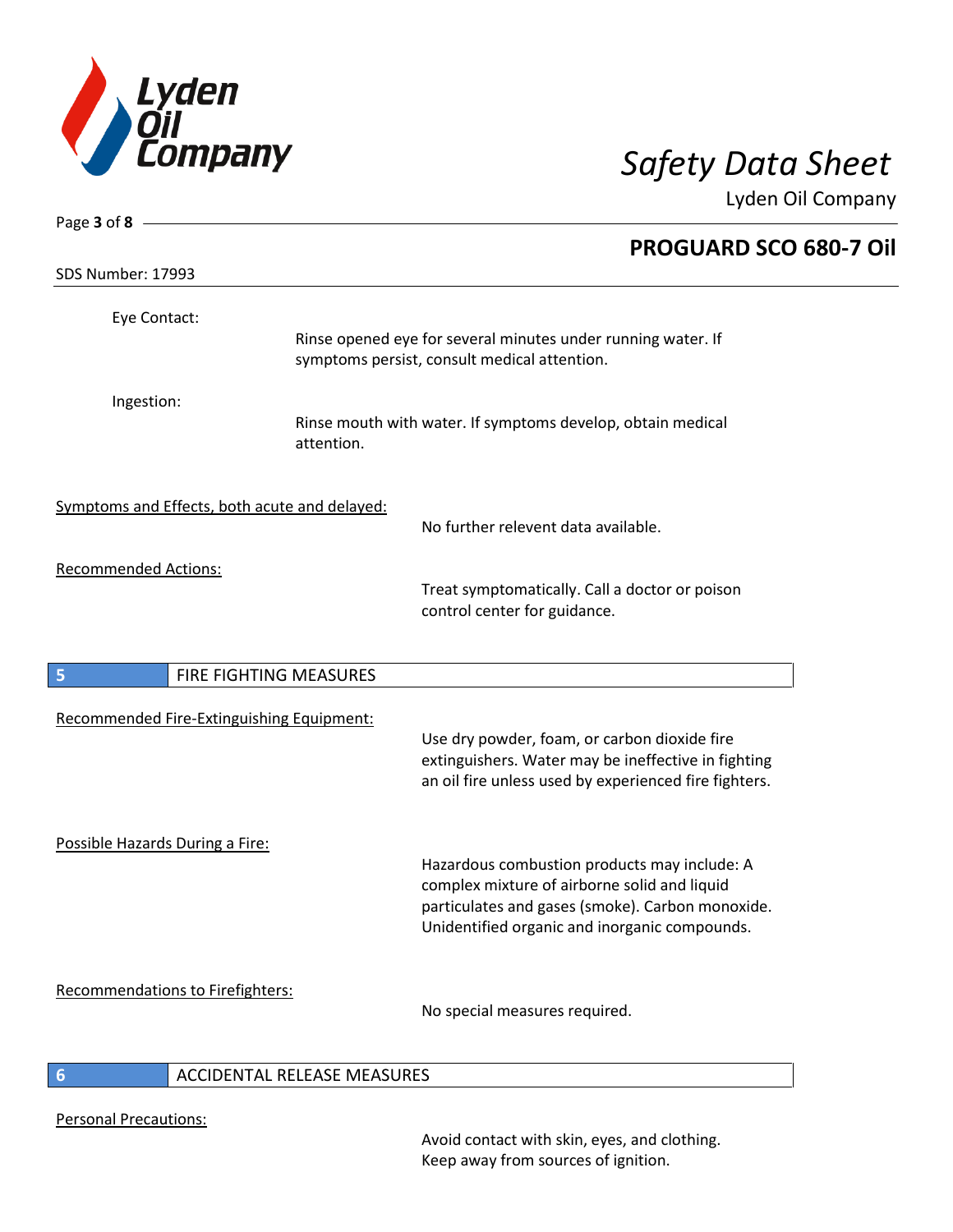Eye Contact:

Rinse opened eye for several minutes under running water. If symptoms persist, consult medical attention.

Ingestion:

Rinse mouth with water. If symptoms develop, obtain medical attention.

Symptoms and Effects, both acute and delayed:

No further relevent data available.

Recommended Actions:

Treat symptomatically. Call a doctor or poison control center for guidance.

## 5 FIRE FIGHTING MEASURES

Recommended Fire-Extinguishing Equipment:

Use dry powder, foam, or carbon dioxide fire extinguishers. Water may be ineffective in fighting an oil fire unless used by experienced fire fighters.

Possible Hazards During a Fire:

Hazardous combustion products may include: A complex mixture of airborne solid and liquid particulates and gases (smoke). Carbon monoxide. Unidentified organic and inorganic compounds.

Recommendations to Firefighters:

No special measures required.

## 6 ACCIDENTAL RELEASE MEASURES

Personal Precautions:

Avoid contact with skin, eyes, and clothing. Keep away from sources of ignition.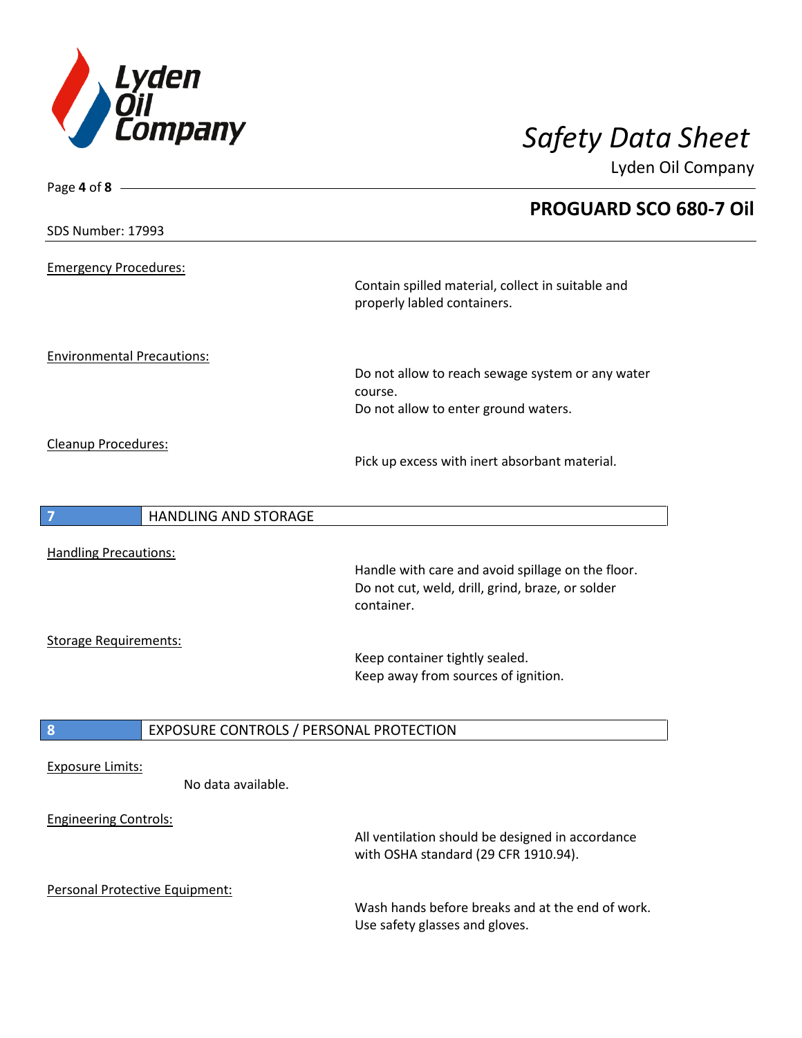**Emergency Procedures:**

Contain spilled material, collect in suitable and properly labled containers.

**Environmental Precautions:**

Do not allow to reach sewage system or any water course.
Do not allow to enter ground waters.

**Cleanup Procedures:**

Pick up excess with inert absorbant material.

## 7 HANDLING AND STORAGE

**Handling Precautions:**

Handle with care and avoid spillage on the floor.
Do not cut, weld, drill, grind, braze, or solder container.

**Storage Requirements:**

Keep container tightly sealed.
Keep away from sources of ignition.

## 8 EXPOSURE CONTROLS / PERSONAL PROTECTION

**Exposure Limits:**

No data available.

**Engineering Controls:**

All ventilation should be designed in accordance with OSHA standard (29 CFR 1910.94).

**Personal Protective Equipment:**

Wash hands before breaks and at the end of work.
Use safety glasses and gloves.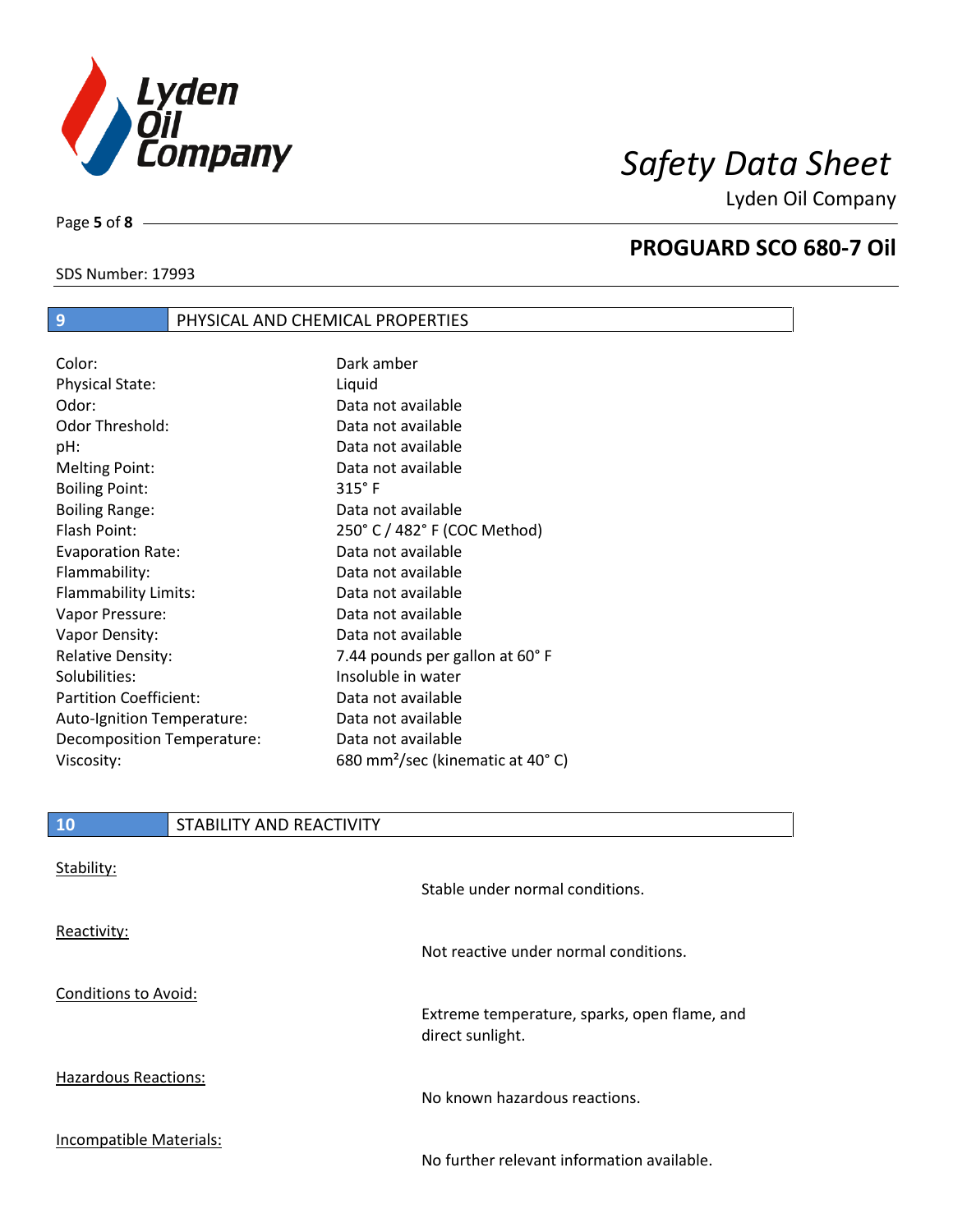## 9 PHYSICAL AND CHEMICAL PROPERTIES

| | |
|---|---|
| Color: | Dark amber |
| Physical State: | Liquid |
| Odor: | Data not available |
| Odor Threshold: | Data not available |
| pH: | Data not available |
| Melting Point: | Data not available |
| Boiling Point: | 315° F |
| Boiling Range: | Data not available |
| Flash Point: | 250° C / 482° F (COC Method) |
| Evaporation Rate: | Data not available |
| Flammability: | Data not available |
| Flammability Limits: | Data not available |
| Vapor Pressure: | Data not available |
| Vapor Density: | Data not available |
| Relative Density: | 7.44 pounds per gallon at 60° F |
| Solubilities: | Insoluble in water |
| Partition Coefficient: | Data not available |
| Auto-Ignition Temperature: | Data not available |
| Decomposition Temperature: | Data not available |
| Viscosity: | 680 $mm^2$/sec (kinematic at 40° C) |

## 10 STABILITY AND REACTIVITY

Stability:

Stable under normal conditions.

Reactivity:

Not reactive under normal conditions.

Conditions to Avoid:

Extreme temperature, sparks, open flame, and direct sunlight.

Hazardous Reactions:

No known hazardous reactions.

Incompatible Materials:

No further relevant information available.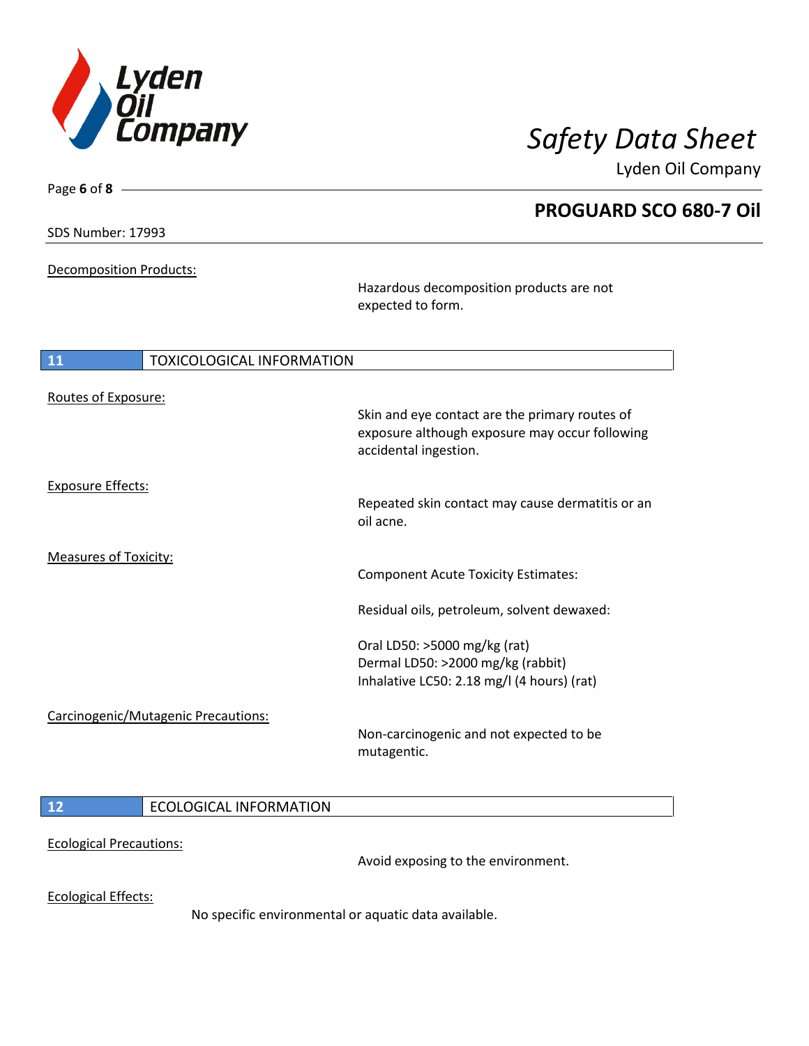Decomposition Products:

Hazardous decomposition products are not expected to form.

## 11 TOXICOLOGICAL INFORMATION

Routes of Exposure:

Skin and eye contact are the primary routes of exposure although exposure may occur following accidental ingestion.

Exposure Effects:

Repeated skin contact may cause dermatitis or an oil acne.

Measures of Toxicity:

Component Acute Toxicity Estimates:

Residual oils, petroleum, solvent dewaxed:

Oral LD50: >5000 mg/kg (rat)
Dermal LD50: >2000 mg/kg (rabbit)
Inhalative LC50: 2.18 mg/l (4 hours) (rat)

Carcinogenic/Mutagenic Precautions:

Non-carcinogenic and not expected to be mutagentic.

## 12 ECOLOGICAL INFORMATION

Ecological Precautions:

Avoid exposing to the environment.

Ecological Effects:

No specific environmental or aquatic data available.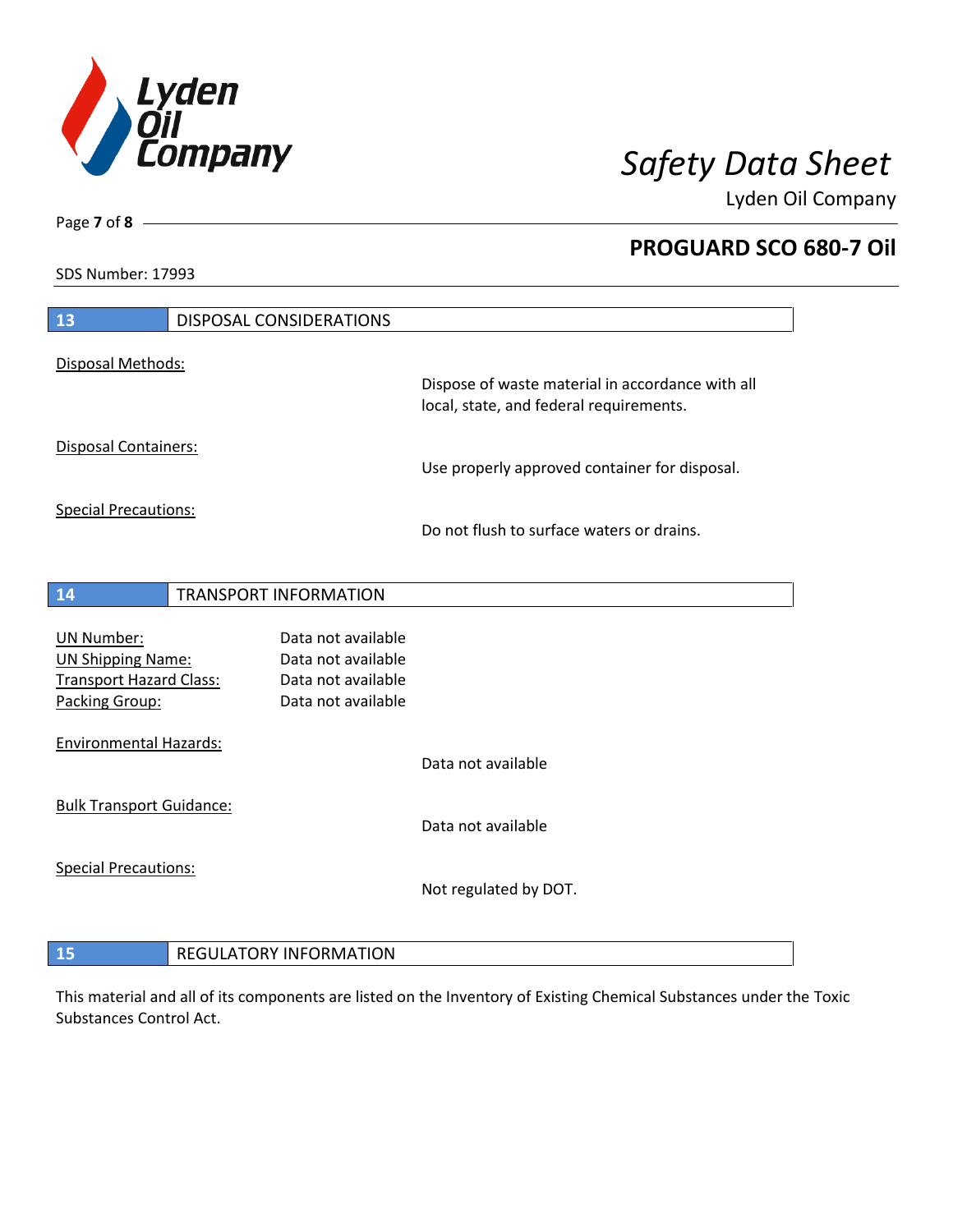## 13 DISPOSAL CONSIDERATIONS

Disposal Methods:

Dispose of waste material in accordance with all local, state, and federal requirements.

Disposal Containers:

Use properly approved container for disposal.

Special Precautions:

Do not flush to surface waters or drains.

## 14 TRANSPORT INFORMATION

| | |
|---|---|
| UN Number: | Data not available |
| UN Shipping Name: | Data not available |
| Transport Hazard Class: | Data not available |
| Packing Group: | Data not available |

Environmental Hazards:

Data not available

Bulk Transport Guidance:

Data not available

Special Precautions:

Not regulated by DOT.

## 15 REGULATORY INFORMATION

This material and all of its components are listed on the Inventory of Existing Chemical Substances under the Toxic Substances Control Act.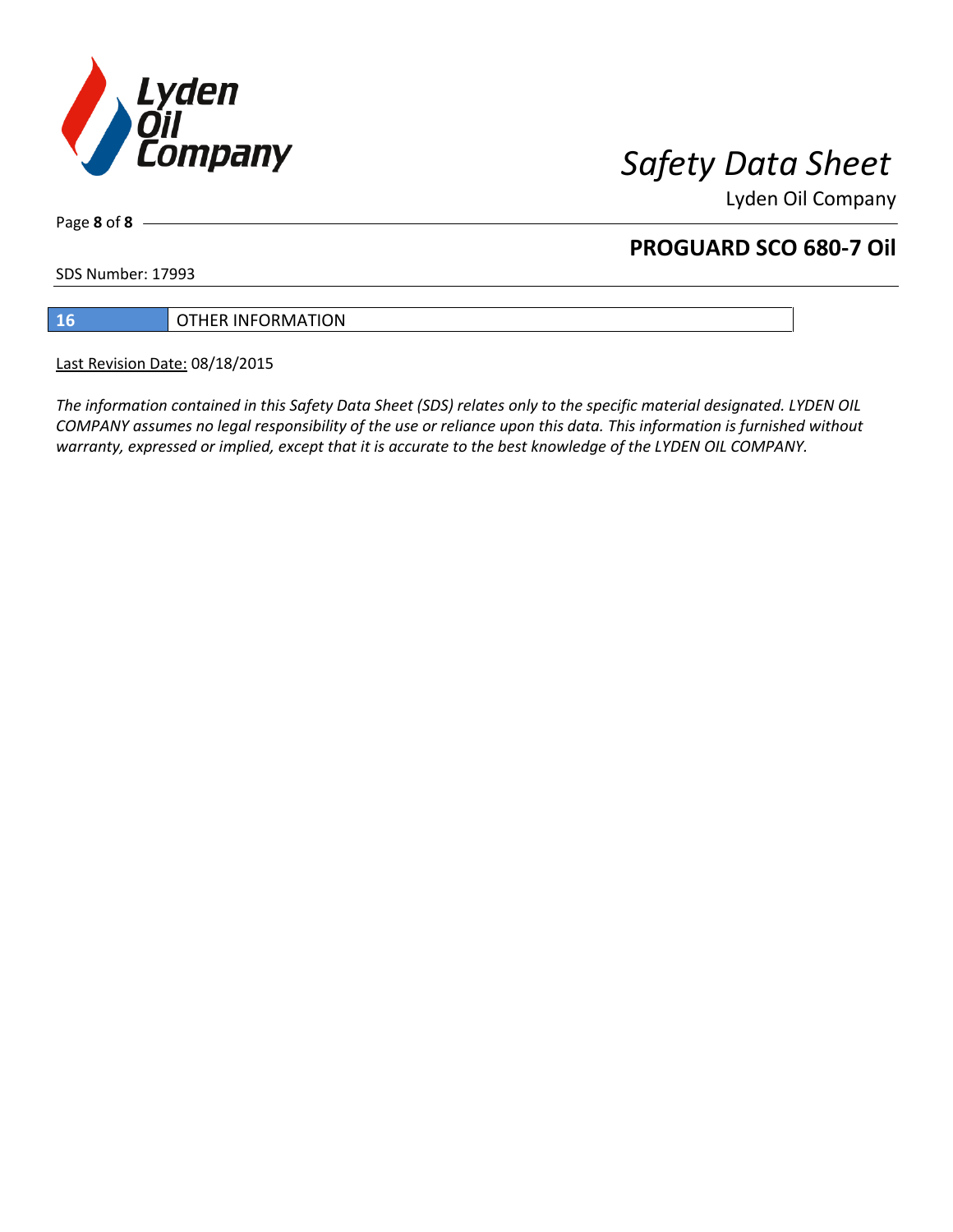## 16 OTHER INFORMATION

Last Revision Date: 08/18/2015

*The information contained in this Safety Data Sheet (SDS) relates only to the specific material designated. LYDEN OIL COMPANY assumes no legal responsibility of the use or reliance upon this data. This information is furnished without warranty, expressed or implied, except that it is accurate to the best knowledge of the LYDEN OIL COMPANY.*